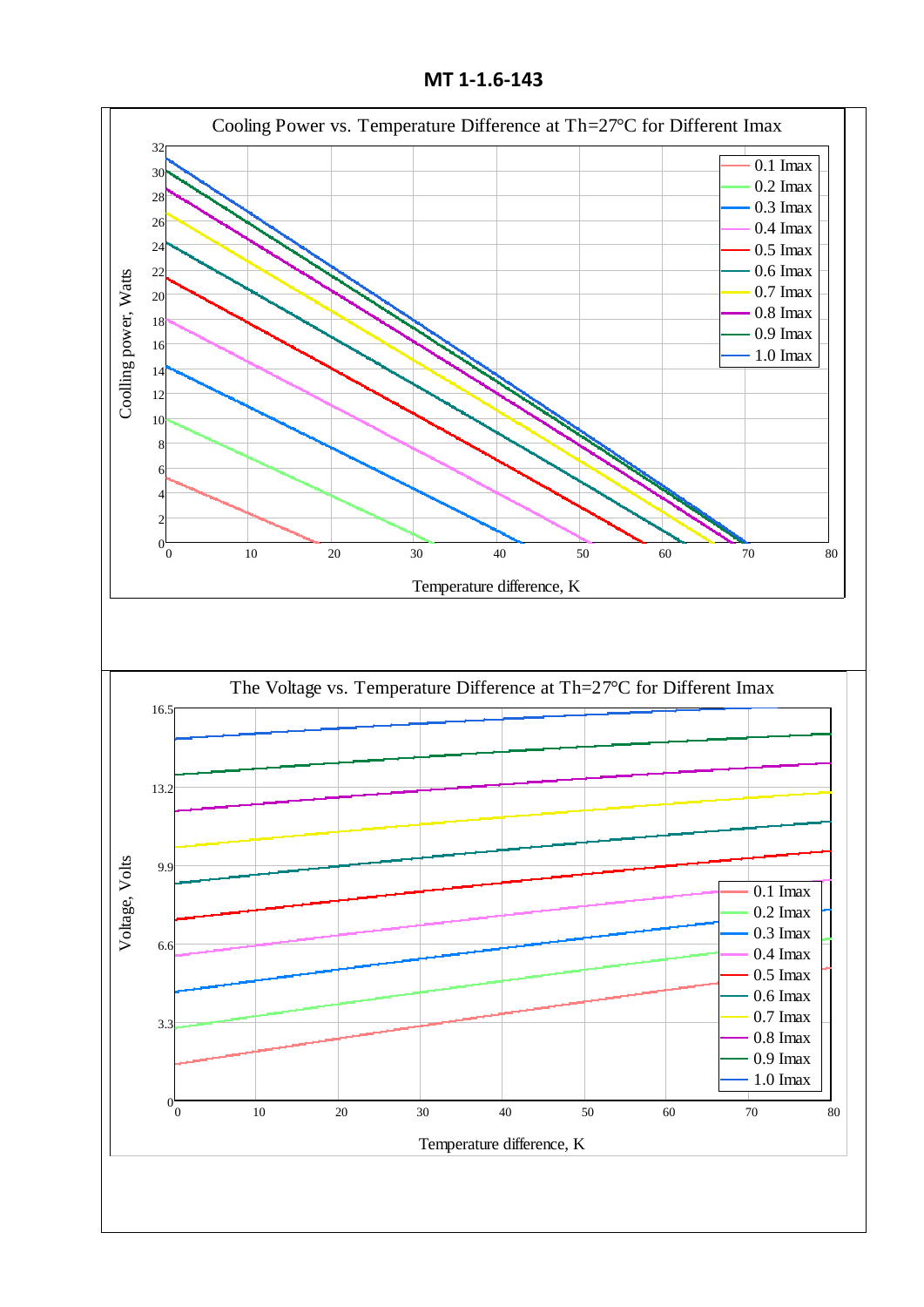# MT 1-1.6-143

Cooling Power vs. Temperature Difference at Th=27°C for Different Imax

Coolling power, Watts

Temperature difference, K

0.1 Imax
0.2 Imax
0.3 Imax
0.4 Imax
0.5 Imax
0.6 Imax
0.7 Imax
0.8 Imax
0.9 Imax
1.0 Imax

The Voltage vs. Temperature Difference at Th=27°C for Different Imax

Voltage, Volts

Temperature difference, K

0.1 Imax
0.2 Imax
0.3 Imax
0.4 Imax
0.5 Imax
0.6 Imax
0.7 Imax
0.8 Imax
0.9 Imax
1.0 Imax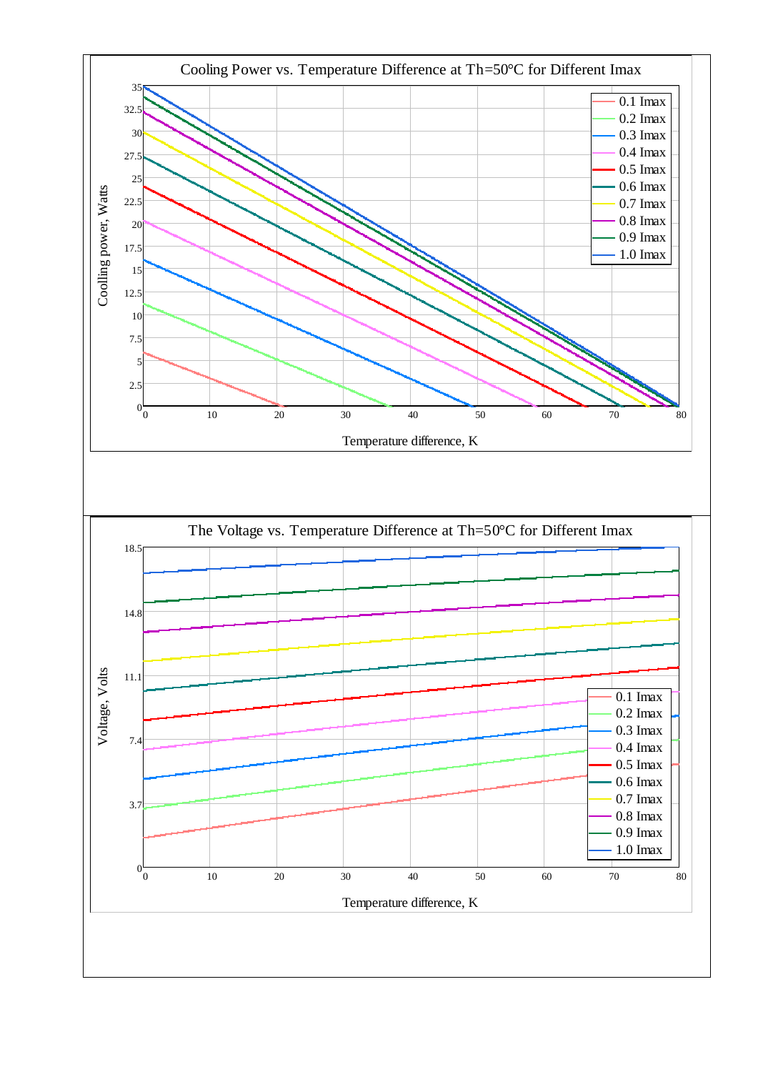Cooling Power vs. Temperature Difference at Th=50°C for Different Imax

Coolling power, Watts

35
32.5
30
27.5
25
22.5
20
17.5
15
12.5
10
7.5
5
2.5
0

0 10 20 30 40 50 60 70 80

Temperature difference, K

0.1 Imax
0.2 Imax
0.3 Imax
0.4 Imax
0.5 Imax
0.6 Imax
0.7 Imax
0.8 Imax
0.9 Imax
1.0 Imax

The Voltage vs. Temperature Difference at Th=50°C for Different Imax

Voltage, Volts

18.5
14.8
11.1
7.4
3.7
0

0 10 20 30 40 50 60 70 80

Temperature difference, K

0.1 Imax
0.2 Imax
0.3 Imax
0.4 Imax
0.5 Imax
0.6 Imax
0.7 Imax
0.8 Imax
0.9 Imax
1.0 Imax